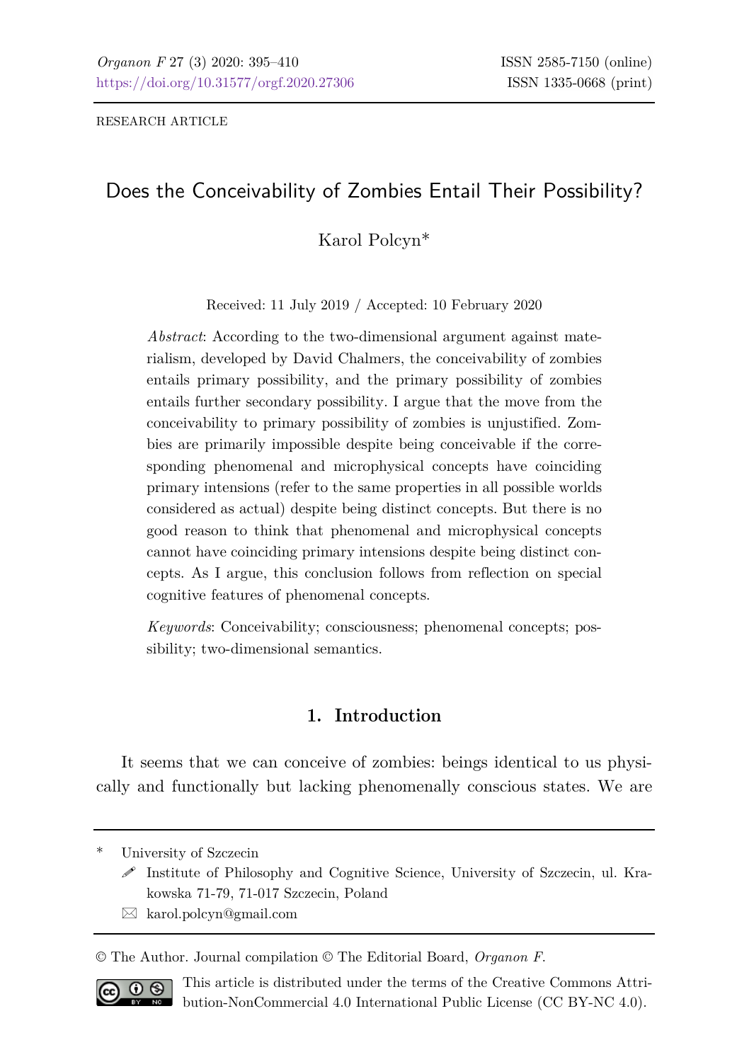RESEARCH ARTICLE

# Does the Conceivability of Zombies Entail Their Possibility?

Karol Polcyn*

Received: 11 July 2019 / Accepted: 10 February 2020

*Abstract*: According to the two-dimensional argument against materialism, developed by David Chalmers, the conceivability of zombies entails primary possibility, and the primary possibility of zombies entails further secondary possibility. I argue that the move from the conceivability to primary possibility of zombies is unjustified. Zombies are primarily impossible despite being conceivable if the corresponding phenomenal and microphysical concepts have coinciding primary intensions (refer to the same properties in all possible worlds considered as actual) despite being distinct concepts. But there is no good reason to think that phenomenal and microphysical concepts cannot have coinciding primary intensions despite being distinct concepts. As I argue, this conclusion follows from reflection on special cognitive features of phenomenal concepts.

*Keywords*: Conceivability; consciousness; phenomenal concepts; possibility; two-dimensional semantics.

## 1. Introduction

It seems that we can conceive of zombies: beings identical to us physically and functionally but lacking phenomenally conscious states. We are

---

\* University of Szczecin

Institute of Philosophy and Cognitive Science, University of Szczecin, ul. Krakowska 71-79, 71-017 Szczecin, Poland

karol.polcyn@gmail.com

© The Author. Journal compilation © The Editorial Board, *Organon F*.

This article is distributed under the terms of the Creative Commons Attribution-NonCommercial 4.0 International Public License (CC BY-NC 4.0).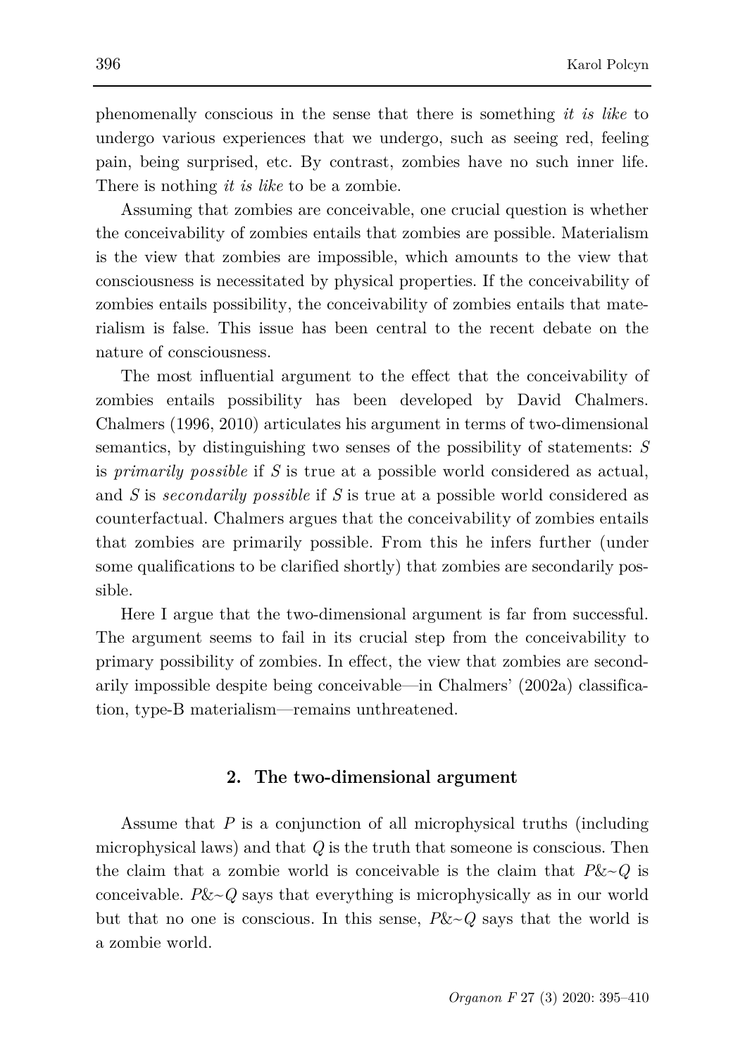phenomenally conscious in the sense that there is something *it is like* to undergo various experiences that we undergo, such as seeing red, feeling pain, being surprised, etc. By contrast, zombies have no such inner life. There is nothing *it is like* to be a zombie.

Assuming that zombies are conceivable, one crucial question is whether the conceivability of zombies entails that zombies are possible. Materialism is the view that zombies are impossible, which amounts to the view that consciousness is necessitated by physical properties. If the conceivability of zombies entails possibility, the conceivability of zombies entails that materialism is false. This issue has been central to the recent debate on the nature of consciousness.

The most influential argument to the effect that the conceivability of zombies entails possibility has been developed by David Chalmers. Chalmers (1996, 2010) articulates his argument in terms of two-dimensional semantics, by distinguishing two senses of the possibility of statements: $S$ is *primarily possible* if $S$ is true at a possible world considered as actual, and $S$ is *secondarily possible* if $S$ is true at a possible world considered as counterfactual. Chalmers argues that the conceivability of zombies entails that zombies are primarily possible. From this he infers further (under some qualifications to be clarified shortly) that zombies are secondarily possible.

Here I argue that the two-dimensional argument is far from successful. The argument seems to fail in its crucial step from the conceivability to primary possibility of zombies. In effect, the view that zombies are secondarily impossible despite being conceivable—in Chalmers' (2002a) classification, type-B materialism—remains unthreatened.

## 2. The two-dimensional argument

Assume that $P$ is a conjunction of all microphysical truths (including microphysical laws) and that $Q$ is the truth that someone is conscious. Then the claim that a zombie world is conceivable is the claim that $P\&{\sim}Q$ is conceivable. $P\&{\sim}Q$ says that everything is microphysically as in our world but that no one is conscious. In this sense, $P\&{\sim}Q$ says that the world is a zombie world.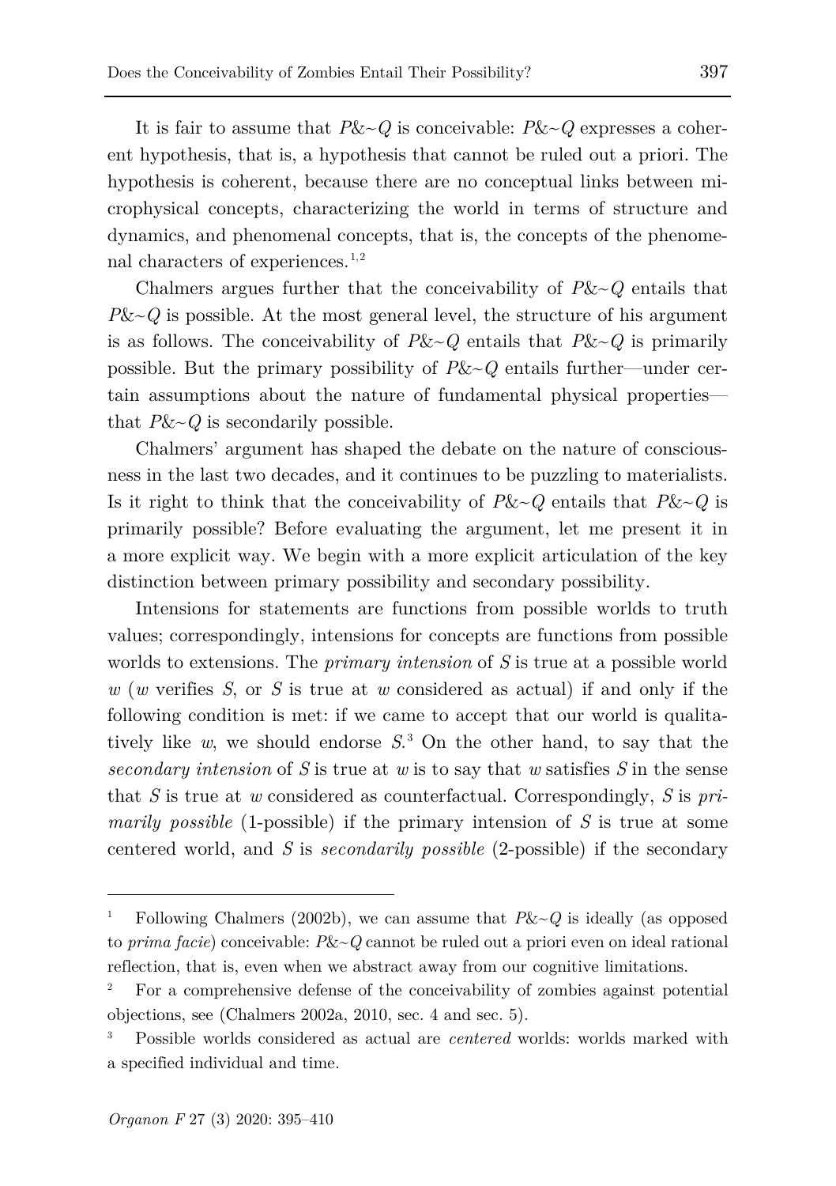It is fair to assume that $P\&{\sim}Q$ is conceivable: $P\&{\sim}Q$ expresses a coherent hypothesis, that is, a hypothesis that cannot be ruled out a priori. The hypothesis is coherent, because there are no conceptual links between microphysical concepts, characterizing the world in terms of structure and dynamics, and phenomenal concepts, that is, the concepts of the phenomenal characters of experiences.[1,2]

Chalmers argues further that the conceivability of $P\&{\sim}Q$ entails that $P\&{\sim}Q$ is possible. At the most general level, the structure of his argument is as follows. The conceivability of $P\&{\sim}Q$ entails that $P\&{\sim}Q$ is primarily possible. But the primary possibility of $P\&{\sim}Q$ entails further—under certain assumptions about the nature of fundamental physical properties—that $P\&{\sim}Q$ is secondarily possible.

Chalmers' argument has shaped the debate on the nature of consciousness in the last two decades, and it continues to be puzzling to materialists. Is it right to think that the conceivability of $P\&{\sim}Q$ entails that $P\&{\sim}Q$ is primarily possible? Before evaluating the argument, let me present it in a more explicit way. We begin with a more explicit articulation of the key distinction between primary possibility and secondary possibility.

Intensions for statements are functions from possible worlds to truth values; correspondingly, intensions for concepts are functions from possible worlds to extensions. The *primary intension* of $S$ is true at a possible world $w$ ($w$ verifies $S$, or $S$ is true at $w$ considered as actual) if and only if the following condition is met: if we came to accept that our world is qualitatively like $w$, we should endorse $S$.[3] On the other hand, to say that the *secondary intension* of $S$ is true at $w$ is to say that $w$ satisfies $S$ in the sense that $S$ is true at $w$ considered as counterfactual. Correspondingly, $S$ is *primarily possible* (1-possible) if the primary intension of $S$ is true at some centered world, and $S$ is *secondarily possible* (2-possible) if the secondary

---

[1] Following Chalmers (2002b), we can assume that $P\&{\sim}Q$ is ideally (as opposed to *prima facie*) conceivable: $P\&{\sim}Q$ cannot be ruled out a priori even on ideal rational reflection, that is, even when we abstract away from our cognitive limitations.

[2] For a comprehensive defense of the conceivability of zombies against potential objections, see (Chalmers 2002a, 2010, sec. 4 and sec. 5).

[3] Possible worlds considered as actual are *centered* worlds: worlds marked with a specified individual and time.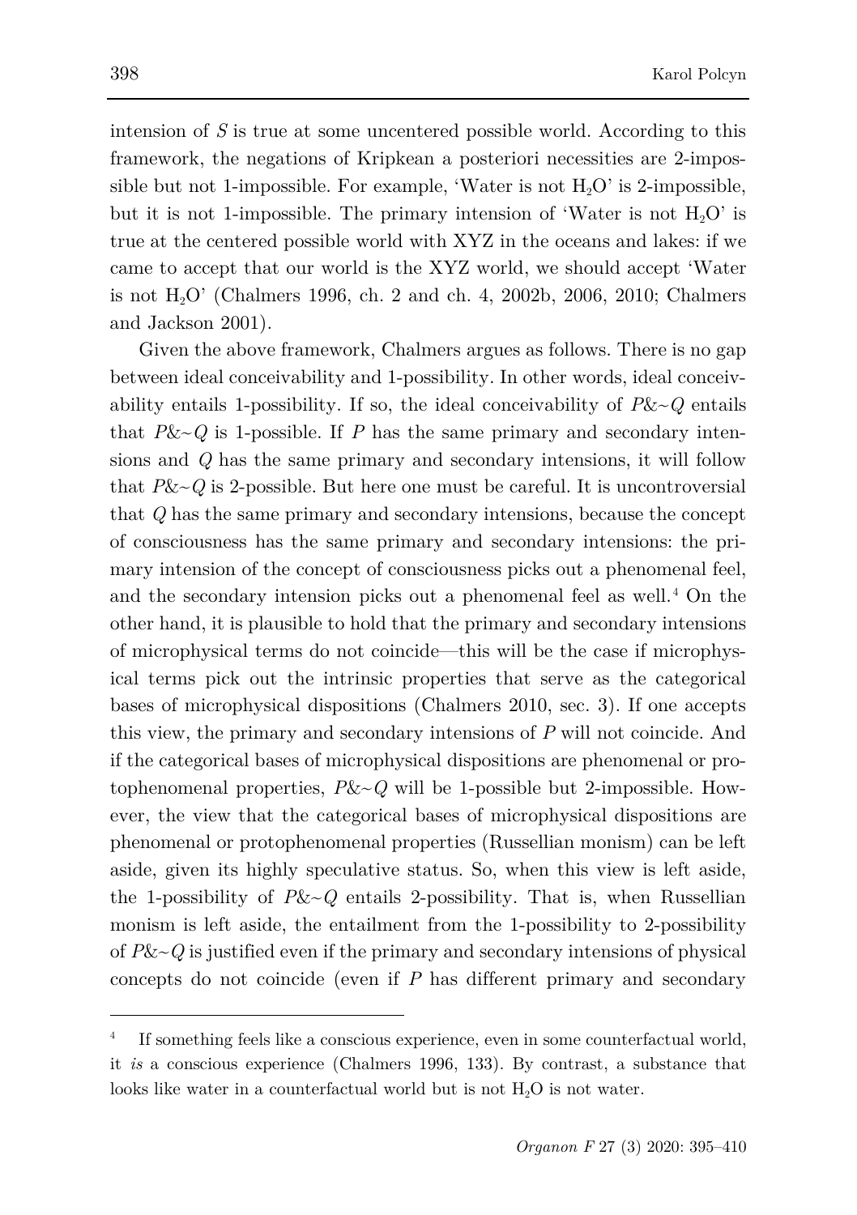intension of *S* is true at some uncentered possible world. According to this framework, the negations of Kripkean a posteriori necessities are 2-impossible but not 1-impossible. For example, 'Water is not $H_2O$' is 2-impossible, but it is not 1-impossible. The primary intension of 'Water is not $H_2O$' is true at the centered possible world with XYZ in the oceans and lakes: if we came to accept that our world is the XYZ world, we should accept 'Water is not $H_2O$' (Chalmers 1996, ch. 2 and ch. 4, 2002b, 2006, 2010; Chalmers and Jackson 2001).

Given the above framework, Chalmers argues as follows. There is no gap between ideal conceivability and 1-possibility. In other words, ideal conceivability entails 1-possibility. If so, the ideal conceivability of *P*&~*Q* entails that *P*&~*Q* is 1-possible. If *P* has the same primary and secondary intensions and *Q* has the same primary and secondary intensions, it will follow that *P*&~*Q* is 2-possible. But here one must be careful. It is uncontroversial that *Q* has the same primary and secondary intensions, because the concept of consciousness has the same primary and secondary intensions: the primary intension of the concept of consciousness picks out a phenomenal feel, and the secondary intension picks out a phenomenal feel as well.[4] On the other hand, it is plausible to hold that the primary and secondary intensions of microphysical terms do not coincide—this will be the case if microphysical terms pick out the intrinsic properties that serve as the categorical bases of microphysical dispositions (Chalmers 2010, sec. 3). If one accepts this view, the primary and secondary intensions of *P* will not coincide. And if the categorical bases of microphysical dispositions are phenomenal or protophenomenal properties, *P*&~*Q* will be 1-possible but 2-impossible. However, the view that the categorical bases of microphysical dispositions are phenomenal or protophenomenal properties (Russellian monism) can be left aside, given its highly speculative status. So, when this view is left aside, the 1-possibility of *P*&~*Q* entails 2-possibility. That is, when Russellian monism is left aside, the entailment from the 1-possibility to 2-possibility of *P*&~*Q* is justified even if the primary and secondary intensions of physical concepts do not coincide (even if *P* has different primary and secondary

[4] If something feels like a conscious experience, even in some counterfactual world, it *is* a conscious experience (Chalmers 1996, 133). By contrast, a substance that looks like water in a counterfactual world but is not $H_2O$ is not water.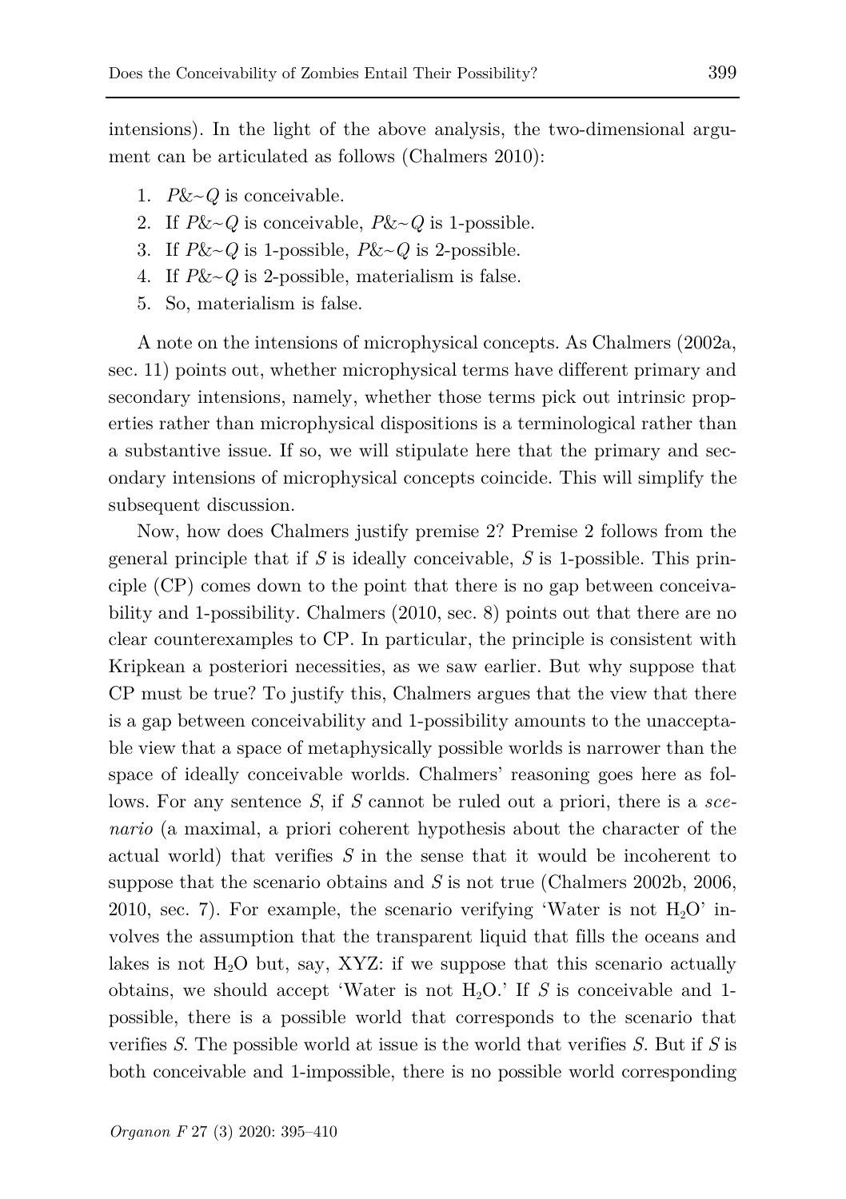intensions). In the light of the above analysis, the two-dimensional argument can be articulated as follows (Chalmers 2010):

1. *P*&~*Q* is conceivable.
2. If *P*&~*Q* is conceivable, *P*&~*Q* is 1-possible.
3. If *P*&~*Q* is 1-possible, *P*&~*Q* is 2-possible.
4. If *P*&~*Q* is 2-possible, materialism is false.
5. So, materialism is false.

A note on the intensions of microphysical concepts. As Chalmers (2002a, sec. 11) points out, whether microphysical terms have different primary and secondary intensions, namely, whether those terms pick out intrinsic properties rather than microphysical dispositions is a terminological rather than a substantive issue. If so, we will stipulate here that the primary and secondary intensions of microphysical concepts coincide. This will simplify the subsequent discussion.

Now, how does Chalmers justify premise 2? Premise 2 follows from the general principle that if *S* is ideally conceivable, *S* is 1-possible. This principle (CP) comes down to the point that there is no gap between conceivability and 1-possibility. Chalmers (2010, sec. 8) points out that there are no clear counterexamples to CP. In particular, the principle is consistent with Kripkean a posteriori necessities, as we saw earlier. But why suppose that CP must be true? To justify this, Chalmers argues that the view that there is a gap between conceivability and 1-possibility amounts to the unacceptable view that a space of metaphysically possible worlds is narrower than the space of ideally conceivable worlds. Chalmers' reasoning goes here as follows. For any sentence *S*, if *S* cannot be ruled out a priori, there is a *scenario* (a maximal, a priori coherent hypothesis about the character of the actual world) that verifies *S* in the sense that it would be incoherent to suppose that the scenario obtains and *S* is not true (Chalmers 2002b, 2006, 2010, sec. 7). For example, the scenario verifying 'Water is not $H_2O$' involves the assumption that the transparent liquid that fills the oceans and lakes is not $H_2O$ but, say, XYZ: if we suppose that this scenario actually obtains, we should accept 'Water is not $H_2O$.' If *S* is conceivable and 1-possible, there is a possible world that corresponds to the scenario that verifies *S*. The possible world at issue is the world that verifies *S*. But if *S* is both conceivable and 1-impossible, there is no possible world corresponding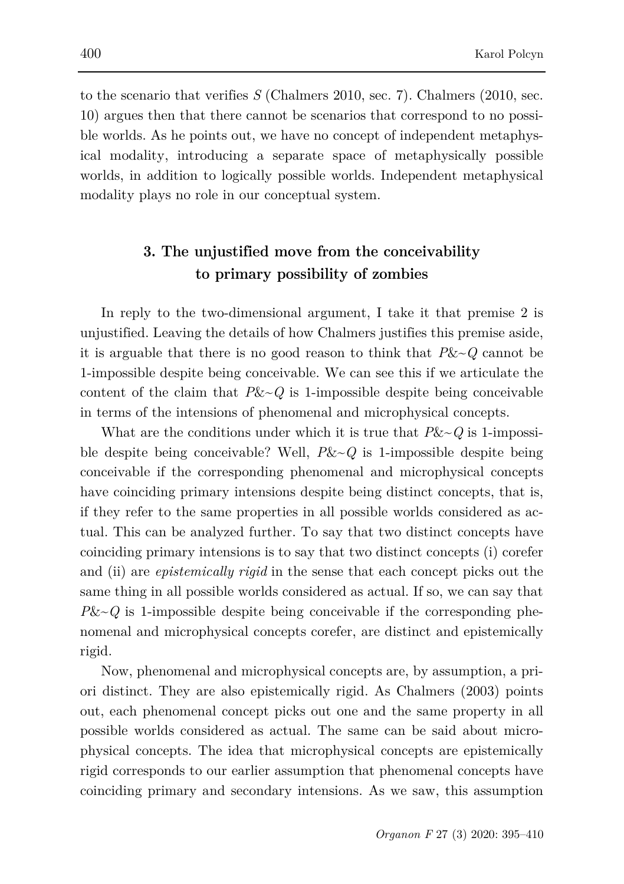to the scenario that verifies *S* (Chalmers 2010, sec. 7). Chalmers (2010, sec. 10) argues then that there cannot be scenarios that correspond to no possible worlds. As he points out, we have no concept of independent metaphysical modality, introducing a separate space of metaphysically possible worlds, in addition to logically possible worlds. Independent metaphysical modality plays no role in our conceptual system.

## 3. The unjustified move from the conceivability to primary possibility of zombies

In reply to the two-dimensional argument, I take it that premise 2 is unjustified. Leaving the details of how Chalmers justifies this premise aside, it is arguable that there is no good reason to think that $P\&{\sim}Q$ cannot be 1-impossible despite being conceivable. We can see this if we articulate the content of the claim that $P\&{\sim}Q$ is 1-impossible despite being conceivable in terms of the intensions of phenomenal and microphysical concepts.

What are the conditions under which it is true that $P\&{\sim}Q$ is 1-impossible despite being conceivable? Well, $P\&{\sim}Q$ is 1-impossible despite being conceivable if the corresponding phenomenal and microphysical concepts have coinciding primary intensions despite being distinct concepts, that is, if they refer to the same properties in all possible worlds considered as actual. This can be analyzed further. To say that two distinct concepts have coinciding primary intensions is to say that two distinct concepts (i) corefer and (ii) are *epistemically rigid* in the sense that each concept picks out the same thing in all possible worlds considered as actual. If so, we can say that $P\&{\sim}Q$ is 1-impossible despite being conceivable if the corresponding phenomenal and microphysical concepts corefer, are distinct and epistemically rigid.

Now, phenomenal and microphysical concepts are, by assumption, a priori distinct. They are also epistemically rigid. As Chalmers (2003) points out, each phenomenal concept picks out one and the same property in all possible worlds considered as actual. The same can be said about microphysical concepts. The idea that microphysical concepts are epistemically rigid corresponds to our earlier assumption that phenomenal concepts have coinciding primary and secondary intensions. As we saw, this assumption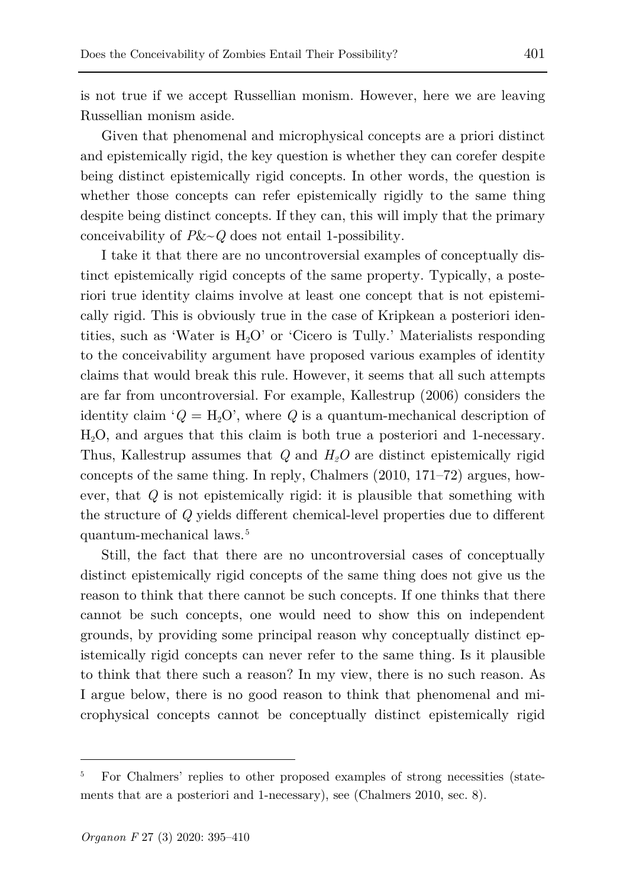is not true if we accept Russellian monism. However, here we are leaving Russellian monism aside.

Given that phenomenal and microphysical concepts are a priori distinct and epistemically rigid, the key question is whether they can corefer despite being distinct epistemically rigid concepts. In other words, the question is whether those concepts can refer epistemically rigidly to the same thing despite being distinct concepts. If they can, this will imply that the primary conceivability of $P\&{\sim}Q$ does not entail 1-possibility.

I take it that there are no uncontroversial examples of conceptually distinct epistemically rigid concepts of the same property. Typically, a posteriori true identity claims involve at least one concept that is not epistemically rigid. This is obviously true in the case of Kripkean a posteriori identities, such as 'Water is $H_2O$' or 'Cicero is Tully.' Materialists responding to the conceivability argument have proposed various examples of identity claims that would break this rule. However, it seems that all such attempts are far from uncontroversial. For example, Kallestrup (2006) considers the identity claim '$Q = H_2O$', where $Q$ is a quantum-mechanical description of $H_2O$, and argues that this claim is both true a posteriori and 1-necessary. Thus, Kallestrup assumes that $Q$ and $H_2O$ are distinct epistemically rigid concepts of the same thing. In reply, Chalmers (2010, 171–72) argues, however, that $Q$ is not epistemically rigid: it is plausible that something with the structure of $Q$ yields different chemical-level properties due to different quantum-mechanical laws.[5]

Still, the fact that there are no uncontroversial cases of conceptually distinct epistemically rigid concepts of the same thing does not give us the reason to think that there cannot be such concepts. If one thinks that there cannot be such concepts, one would need to show this on independent grounds, by providing some principal reason why conceptually distinct epistemically rigid concepts can never refer to the same thing. Is it plausible to think that there such a reason? In my view, there is no such reason. As I argue below, there is no good reason to think that phenomenal and microphysical concepts cannot be conceptually distinct epistemically rigid

---

[5] For Chalmers' replies to other proposed examples of strong necessities (statements that are a posteriori and 1-necessary), see (Chalmers 2010, sec. 8).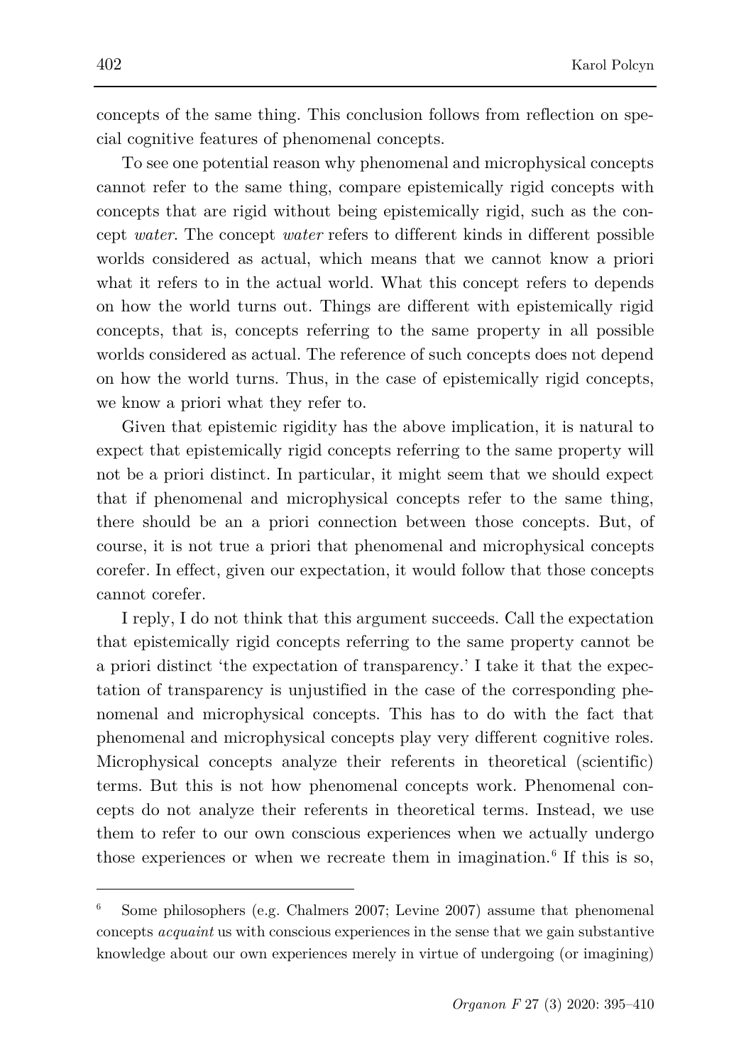concepts of the same thing. This conclusion follows from reflection on special cognitive features of phenomenal concepts.

To see one potential reason why phenomenal and microphysical concepts cannot refer to the same thing, compare epistemically rigid concepts with concepts that are rigid without being epistemically rigid, such as the concept *water*. The concept *water* refers to different kinds in different possible worlds considered as actual, which means that we cannot know a priori what it refers to in the actual world. What this concept refers to depends on how the world turns out. Things are different with epistemically rigid concepts, that is, concepts referring to the same property in all possible worlds considered as actual. The reference of such concepts does not depend on how the world turns. Thus, in the case of epistemically rigid concepts, we know a priori what they refer to.

Given that epistemic rigidity has the above implication, it is natural to expect that epistemically rigid concepts referring to the same property will not be a priori distinct. In particular, it might seem that we should expect that if phenomenal and microphysical concepts refer to the same thing, there should be an a priori connection between those concepts. But, of course, it is not true a priori that phenomenal and microphysical concepts corefer. In effect, given our expectation, it would follow that those concepts cannot corefer.

I reply, I do not think that this argument succeeds. Call the expectation that epistemically rigid concepts referring to the same property cannot be a priori distinct 'the expectation of transparency.' I take it that the expectation of transparency is unjustified in the case of the corresponding phenomenal and microphysical concepts. This has to do with the fact that phenomenal and microphysical concepts play very different cognitive roles. Microphysical concepts analyze their referents in theoretical (scientific) terms. But this is not how phenomenal concepts work. Phenomenal concepts do not analyze their referents in theoretical terms. Instead, we use them to refer to our own conscious experiences when we actually undergo those experiences or when we recreate them in imagination.[6] If this is so,

[6] Some philosophers (e.g. Chalmers 2007; Levine 2007) assume that phenomenal concepts *acquaint* us with conscious experiences in the sense that we gain substantive knowledge about our own experiences merely in virtue of undergoing (or imagining)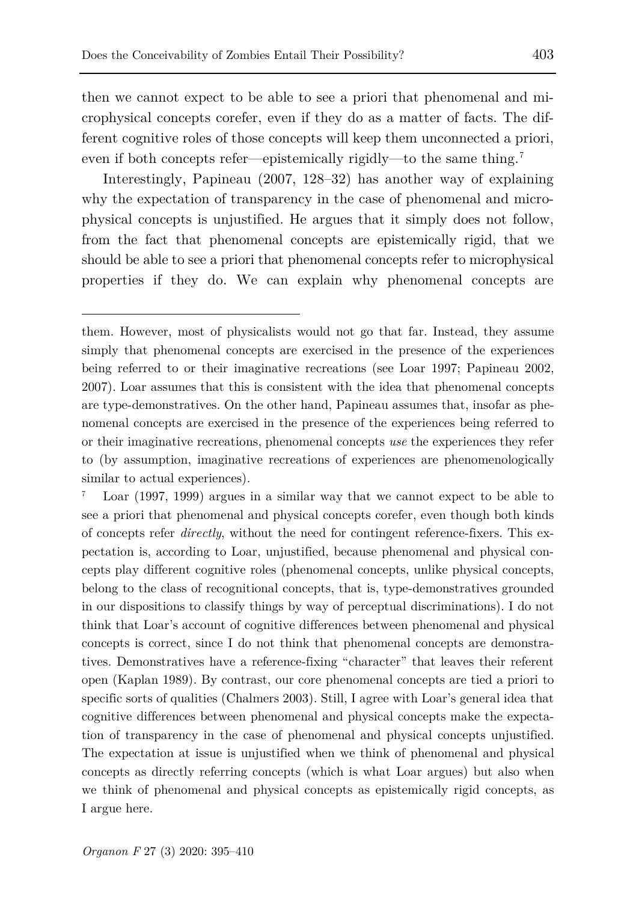then we cannot expect to be able to see a priori that phenomenal and microphysical concepts corefer, even if they do as a matter of facts. The different cognitive roles of those concepts will keep them unconnected a priori, even if both concepts refer—epistemically rigidly—to the same thing.[7]

Interestingly, Papineau (2007, 128–32) has another way of explaining why the expectation of transparency in the case of phenomenal and microphysical concepts is unjustified. He argues that it simply does not follow, from the fact that phenomenal concepts are epistemically rigid, that we should be able to see a priori that phenomenal concepts refer to microphysical properties if they do. We can explain why phenomenal concepts are

---

them. However, most of physicalists would not go that far. Instead, they assume simply that phenomenal concepts are exercised in the presence of the experiences being referred to or their imaginative recreations (see Loar 1997; Papineau 2002, 2007). Loar assumes that this is consistent with the idea that phenomenal concepts are type-demonstratives. On the other hand, Papineau assumes that, insofar as phenomenal concepts are exercised in the presence of the experiences being referred to or their imaginative recreations, phenomenal concepts *use* the experiences they refer to (by assumption, imaginative recreations of experiences are phenomenologically similar to actual experiences).

[7] Loar (1997, 1999) argues in a similar way that we cannot expect to be able to see a priori that phenomenal and physical concepts corefer, even though both kinds of concepts refer *directly*, without the need for contingent reference-fixers. This expectation is, according to Loar, unjustified, because phenomenal and physical concepts play different cognitive roles (phenomenal concepts, unlike physical concepts, belong to the class of recognitional concepts, that is, type-demonstratives grounded in our dispositions to classify things by way of perceptual discriminations). I do not think that Loar's account of cognitive differences between phenomenal and physical concepts is correct, since I do not think that phenomenal concepts are demonstratives. Demonstratives have a reference-fixing "character" that leaves their referent open (Kaplan 1989). By contrast, our core phenomenal concepts are tied a priori to specific sorts of qualities (Chalmers 2003). Still, I agree with Loar's general idea that cognitive differences between phenomenal and physical concepts make the expectation of transparency in the case of phenomenal and physical concepts unjustified. The expectation at issue is unjustified when we think of phenomenal and physical concepts as directly referring concepts (which is what Loar argues) but also when we think of phenomenal and physical concepts as epistemically rigid concepts, as I argue here.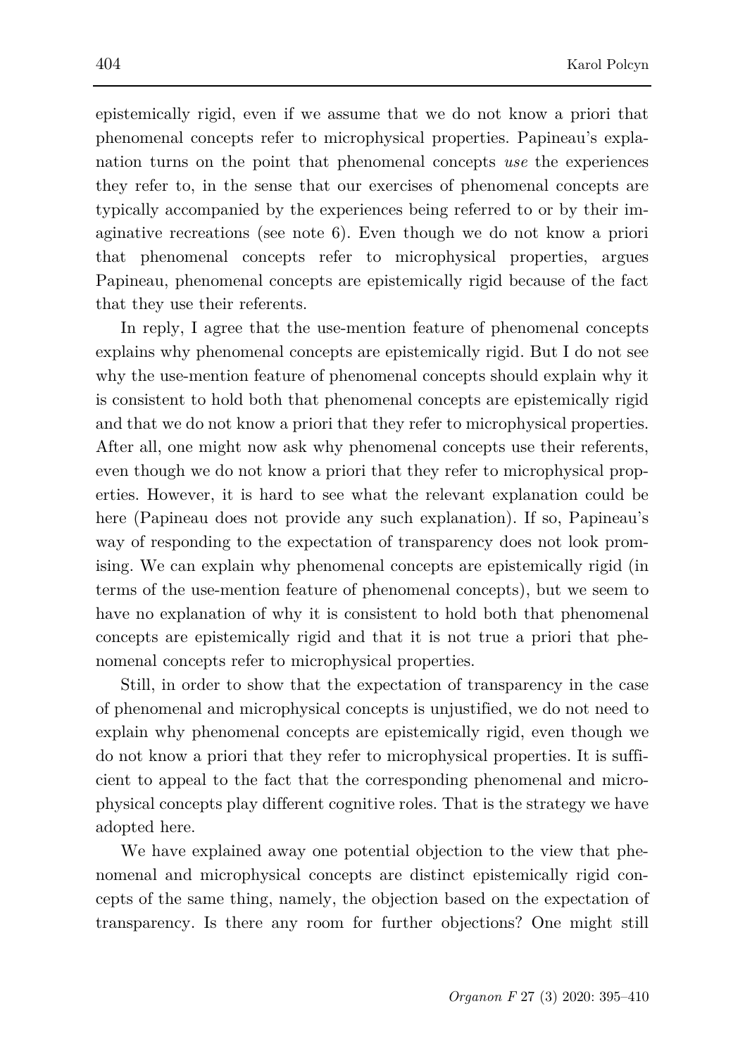epistemically rigid, even if we assume that we do not know a priori that phenomenal concepts refer to microphysical properties. Papineau's explanation turns on the point that phenomenal concepts *use* the experiences they refer to, in the sense that our exercises of phenomenal concepts are typically accompanied by the experiences being referred to or by their imaginative recreations (see note 6). Even though we do not know a priori that phenomenal concepts refer to microphysical properties, argues Papineau, phenomenal concepts are epistemically rigid because of the fact that they use their referents.

In reply, I agree that the use-mention feature of phenomenal concepts explains why phenomenal concepts are epistemically rigid. But I do not see why the use-mention feature of phenomenal concepts should explain why it is consistent to hold both that phenomenal concepts are epistemically rigid and that we do not know a priori that they refer to microphysical properties. After all, one might now ask why phenomenal concepts use their referents, even though we do not know a priori that they refer to microphysical properties. However, it is hard to see what the relevant explanation could be here (Papineau does not provide any such explanation). If so, Papineau's way of responding to the expectation of transparency does not look promising. We can explain why phenomenal concepts are epistemically rigid (in terms of the use-mention feature of phenomenal concepts), but we seem to have no explanation of why it is consistent to hold both that phenomenal concepts are epistemically rigid and that it is not true a priori that phenomenal concepts refer to microphysical properties.

Still, in order to show that the expectation of transparency in the case of phenomenal and microphysical concepts is unjustified, we do not need to explain why phenomenal concepts are epistemically rigid, even though we do not know a priori that they refer to microphysical properties. It is sufficient to appeal to the fact that the corresponding phenomenal and microphysical concepts play different cognitive roles. That is the strategy we have adopted here.

We have explained away one potential objection to the view that phenomenal and microphysical concepts are distinct epistemically rigid concepts of the same thing, namely, the objection based on the expectation of transparency. Is there any room for further objections? One might still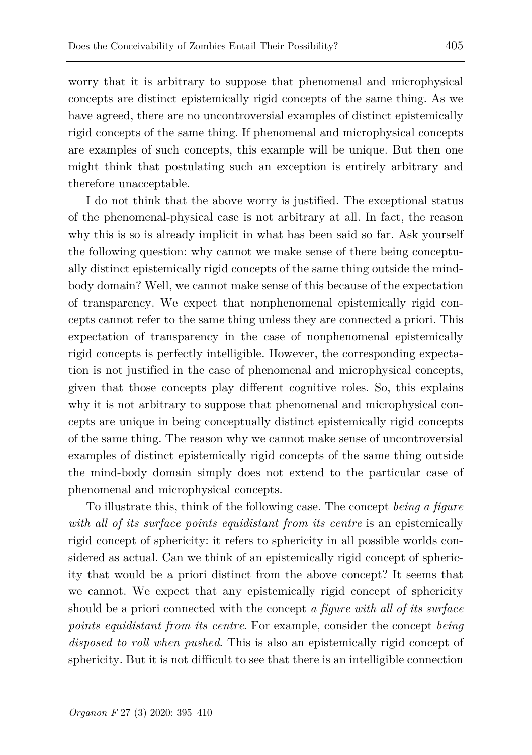worry that it is arbitrary to suppose that phenomenal and microphysical concepts are distinct epistemically rigid concepts of the same thing. As we have agreed, there are no uncontroversial examples of distinct epistemically rigid concepts of the same thing. If phenomenal and microphysical concepts are examples of such concepts, this example will be unique. But then one might think that postulating such an exception is entirely arbitrary and therefore unacceptable.

I do not think that the above worry is justified. The exceptional status of the phenomenal-physical case is not arbitrary at all. In fact, the reason why this is so is already implicit in what has been said so far. Ask yourself the following question: why cannot we make sense of there being conceptually distinct epistemically rigid concepts of the same thing outside the mind-body domain? Well, we cannot make sense of this because of the expectation of transparency. We expect that nonphenomenal epistemically rigid concepts cannot refer to the same thing unless they are connected a priori. This expectation of transparency in the case of nonphenomenal epistemically rigid concepts is perfectly intelligible. However, the corresponding expectation is not justified in the case of phenomenal and microphysical concepts, given that those concepts play different cognitive roles. So, this explains why it is not arbitrary to suppose that phenomenal and microphysical concepts are unique in being conceptually distinct epistemically rigid concepts of the same thing. The reason why we cannot make sense of uncontroversial examples of distinct epistemically rigid concepts of the same thing outside the mind-body domain simply does not extend to the particular case of phenomenal and microphysical concepts.

To illustrate this, think of the following case. The concept *being a figure with all of its surface points equidistant from its centre* is an epistemically rigid concept of sphericity: it refers to sphericity in all possible worlds considered as actual. Can we think of an epistemically rigid concept of sphericity that would be a priori distinct from the above concept? It seems that we cannot. We expect that any epistemically rigid concept of sphericity should be a priori connected with the concept *a figure with all of its surface points equidistant from its centre*. For example, consider the concept *being disposed to roll when pushed*. This is also an epistemically rigid concept of sphericity. But it is not difficult to see that there is an intelligible connection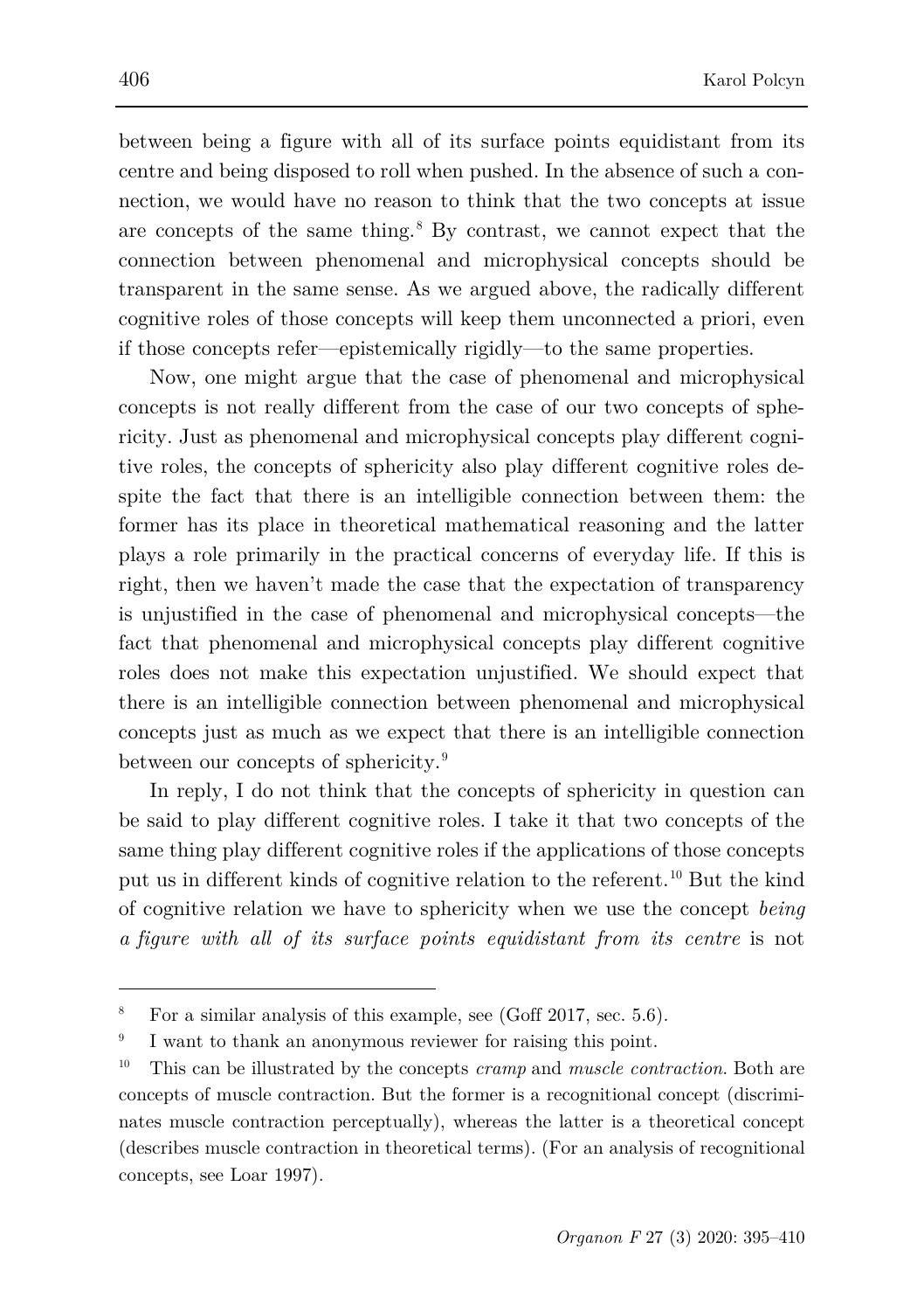between being a figure with all of its surface points equidistant from its centre and being disposed to roll when pushed. In the absence of such a connection, we would have no reason to think that the two concepts at issue are concepts of the same thing.[8] By contrast, we cannot expect that the connection between phenomenal and microphysical concepts should be transparent in the same sense. As we argued above, the radically different cognitive roles of those concepts will keep them unconnected a priori, even if those concepts refer—epistemically rigidly—to the same properties.

Now, one might argue that the case of phenomenal and microphysical concepts is not really different from the case of our two concepts of sphericity. Just as phenomenal and microphysical concepts play different cognitive roles, the concepts of sphericity also play different cognitive roles despite the fact that there is an intelligible connection between them: the former has its place in theoretical mathematical reasoning and the latter plays a role primarily in the practical concerns of everyday life. If this is right, then we haven't made the case that the expectation of transparency is unjustified in the case of phenomenal and microphysical concepts—the fact that phenomenal and microphysical concepts play different cognitive roles does not make this expectation unjustified. We should expect that there is an intelligible connection between phenomenal and microphysical concepts just as much as we expect that there is an intelligible connection between our concepts of sphericity.[9]

In reply, I do not think that the concepts of sphericity in question can be said to play different cognitive roles. I take it that two concepts of the same thing play different cognitive roles if the applications of those concepts put us in different kinds of cognitive relation to the referent.[10] But the kind of cognitive relation we have to sphericity when we use the concept *being a figure with all of its surface points equidistant from its centre* is not

---

[8] For a similar analysis of this example, see (Goff 2017, sec. 5.6).

[9] I want to thank an anonymous reviewer for raising this point.

[10] This can be illustrated by the concepts *cramp* and *muscle contraction*. Both are concepts of muscle contraction. But the former is a recognitional concept (discriminates muscle contraction perceptually), whereas the latter is a theoretical concept (describes muscle contraction in theoretical terms). (For an analysis of recognitional concepts, see Loar 1997).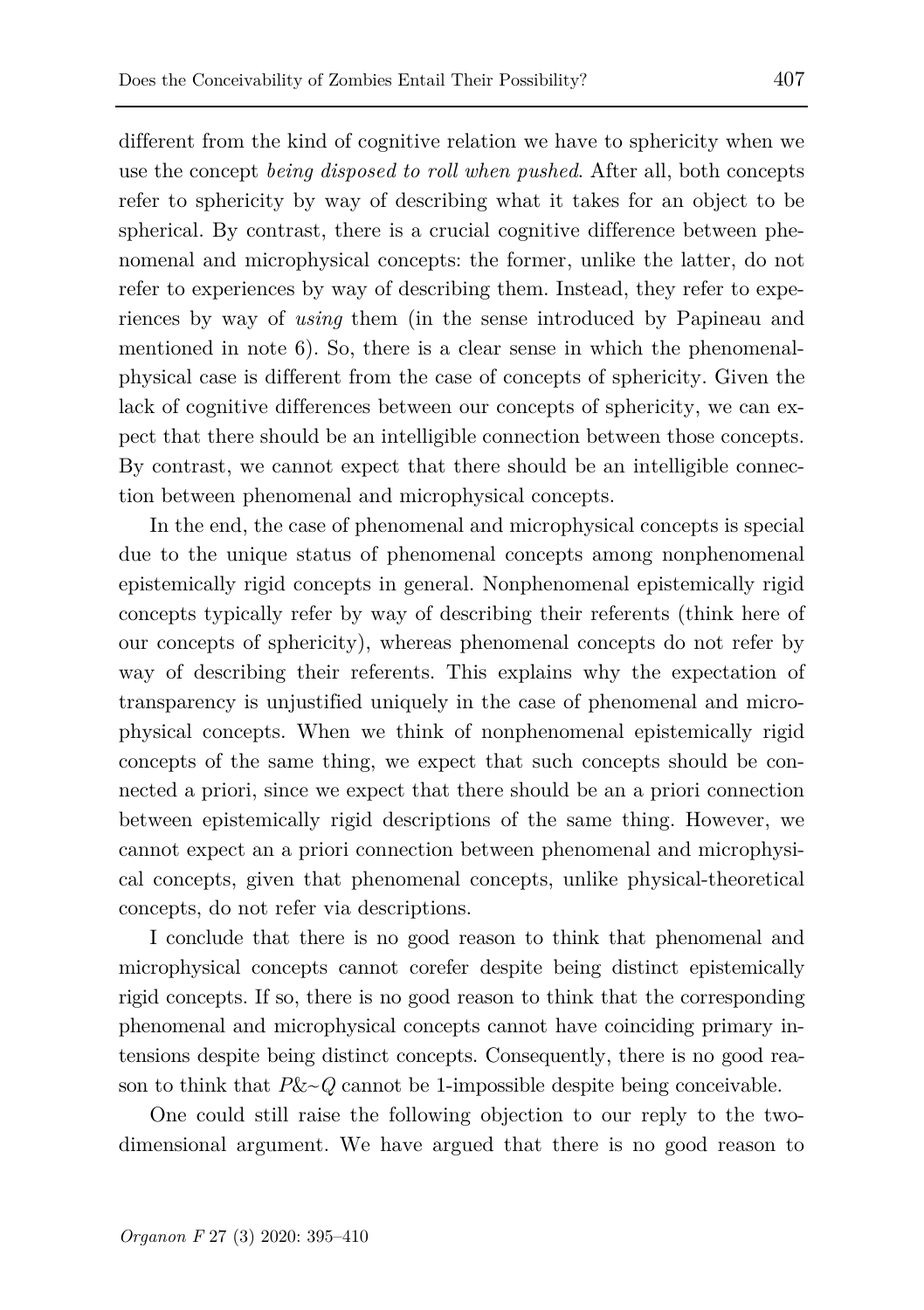different from the kind of cognitive relation we have to sphericity when we use the concept *being disposed to roll when pushed*. After all, both concepts refer to sphericity by way of describing what it takes for an object to be spherical. By contrast, there is a crucial cognitive difference between phenomenal and microphysical concepts: the former, unlike the latter, do not refer to experiences by way of describing them. Instead, they refer to experiences by way of *using* them (in the sense introduced by Papineau and mentioned in note 6). So, there is a clear sense in which the phenomenal-physical case is different from the case of concepts of sphericity. Given the lack of cognitive differences between our concepts of sphericity, we can expect that there should be an intelligible connection between those concepts. By contrast, we cannot expect that there should be an intelligible connection between phenomenal and microphysical concepts.

In the end, the case of phenomenal and microphysical concepts is special due to the unique status of phenomenal concepts among nonphenomenal epistemically rigid concepts in general. Nonphenomenal epistemically rigid concepts typically refer by way of describing their referents (think here of our concepts of sphericity), whereas phenomenal concepts do not refer by way of describing their referents. This explains why the expectation of transparency is unjustified uniquely in the case of phenomenal and microphysical concepts. When we think of nonphenomenal epistemically rigid concepts of the same thing, we expect that such concepts should be connected a priori, since we expect that there should be an a priori connection between epistemically rigid descriptions of the same thing. However, we cannot expect an a priori connection between phenomenal and microphysical concepts, given that phenomenal concepts, unlike physical-theoretical concepts, do not refer via descriptions.

I conclude that there is no good reason to think that phenomenal and microphysical concepts cannot corefer despite being distinct epistemically rigid concepts. If so, there is no good reason to think that the corresponding phenomenal and microphysical concepts cannot have coinciding primary intensions despite being distinct concepts. Consequently, there is no good reason to think that $P\&{\sim}Q$ cannot be 1-impossible despite being conceivable.

One could still raise the following objection to our reply to the two-dimensional argument. We have argued that there is no good reason to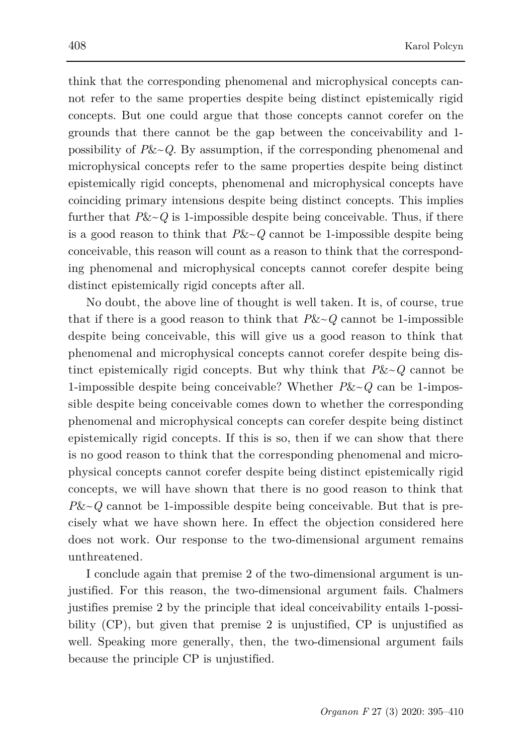think that the corresponding phenomenal and microphysical concepts cannot refer to the same properties despite being distinct epistemically rigid concepts. But one could argue that those concepts cannot corefer on the grounds that there cannot be the gap between the conceivability and 1-possibility of $P\&{\sim}Q$. By assumption, if the corresponding phenomenal and microphysical concepts refer to the same properties despite being distinct epistemically rigid concepts, phenomenal and microphysical concepts have coinciding primary intensions despite being distinct concepts. This implies further that $P\&{\sim}Q$ is 1-impossible despite being conceivable. Thus, if there is a good reason to think that $P\&{\sim}Q$ cannot be 1-impossible despite being conceivable, this reason will count as a reason to think that the corresponding phenomenal and microphysical concepts cannot corefer despite being distinct epistemically rigid concepts after all.

No doubt, the above line of thought is well taken. It is, of course, true that if there is a good reason to think that $P\&{\sim}Q$ cannot be 1-impossible despite being conceivable, this will give us a good reason to think that phenomenal and microphysical concepts cannot corefer despite being distinct epistemically rigid concepts. But why think that $P\&{\sim}Q$ cannot be 1-impossible despite being conceivable? Whether $P\&{\sim}Q$ can be 1-impossible despite being conceivable comes down to whether the corresponding phenomenal and microphysical concepts can corefer despite being distinct epistemically rigid concepts. If this is so, then if we can show that there is no good reason to think that the corresponding phenomenal and microphysical concepts cannot corefer despite being distinct epistemically rigid concepts, we will have shown that there is no good reason to think that $P\&{\sim}Q$ cannot be 1-impossible despite being conceivable. But that is precisely what we have shown here. In effect the objection considered here does not work. Our response to the two-dimensional argument remains unthreatened.

I conclude again that premise 2 of the two-dimensional argument is unjustified. For this reason, the two-dimensional argument fails. Chalmers justifies premise 2 by the principle that ideal conceivability entails 1-possibility (CP), but given that premise 2 is unjustified, CP is unjustified as well. Speaking more generally, then, the two-dimensional argument fails because the principle CP is unjustified.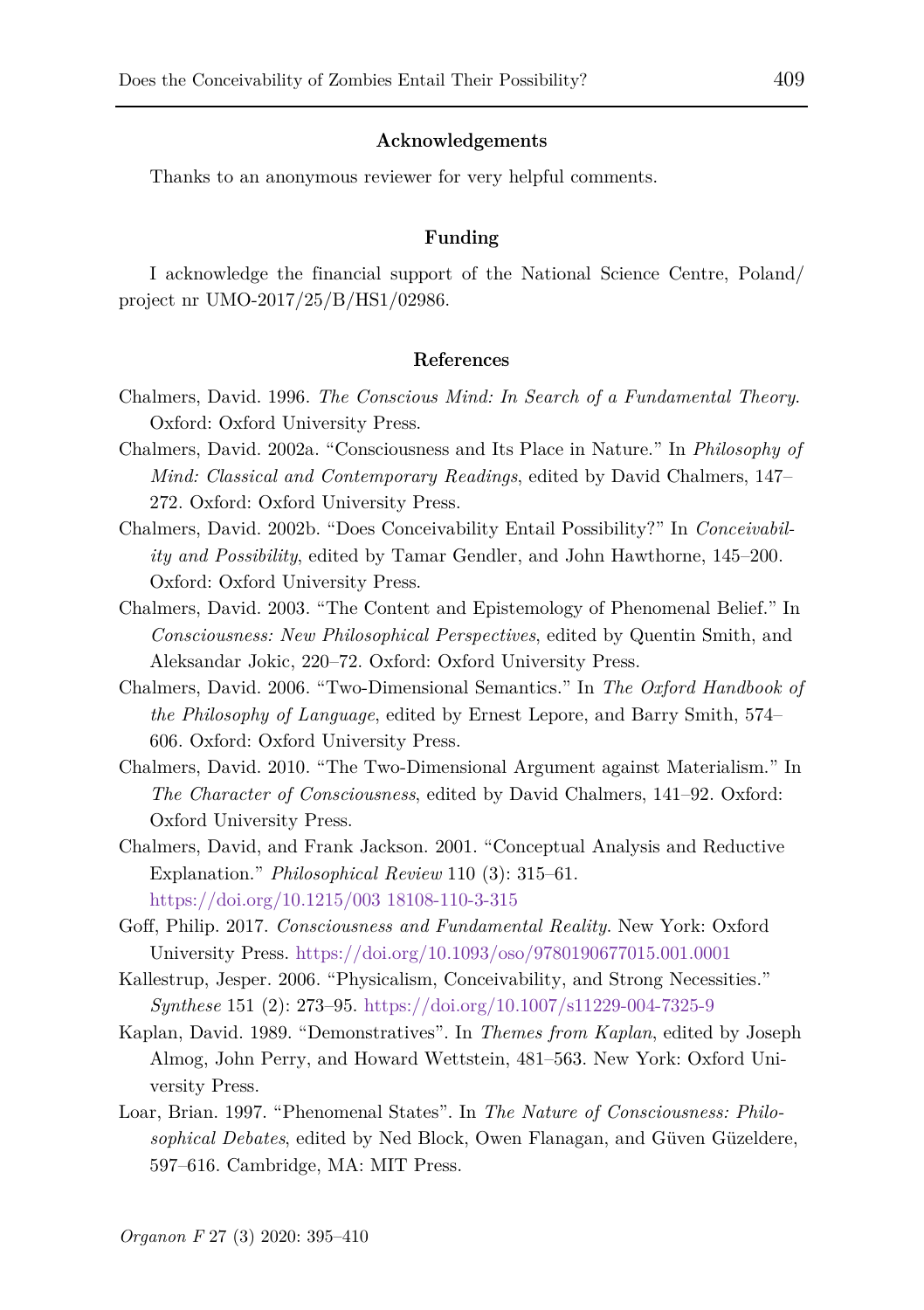## Acknowledgements

Thanks to an anonymous reviewer for very helpful comments.

## Funding

I acknowledge the financial support of the National Science Centre, Poland/ project nr UMO-2017/25/B/HS1/02986.

## References

Chalmers, David. 1996. *The Conscious Mind: In Search of a Fundamental Theory*. Oxford: Oxford University Press.

Chalmers, David. 2002a. "Consciousness and Its Place in Nature." In *Philosophy of Mind: Classical and Contemporary Readings*, edited by David Chalmers, 147–272. Oxford: Oxford University Press.

Chalmers, David. 2002b. "Does Conceivability Entail Possibility?" In *Conceivability and Possibility*, edited by Tamar Gendler, and John Hawthorne, 145–200. Oxford: Oxford University Press.

Chalmers, David. 2003. "The Content and Epistemology of Phenomenal Belief." In *Consciousness: New Philosophical Perspectives*, edited by Quentin Smith, and Aleksandar Jokic, 220–72. Oxford: Oxford University Press.

Chalmers, David. 2006. "Two-Dimensional Semantics." In *The Oxford Handbook of the Philosophy of Language*, edited by Ernest Lepore, and Barry Smith, 574–606. Oxford: Oxford University Press.

Chalmers, David. 2010. "The Two-Dimensional Argument against Materialism." In *The Character of Consciousness*, edited by David Chalmers, 141–92. Oxford: Oxford University Press.

Chalmers, David, and Frank Jackson. 2001. "Conceptual Analysis and Reductive Explanation." *Philosophical Review* 110 (3): 315–61. https://doi.org/10.1215/003 18108-110-3-315

Goff, Philip. 2017. *Consciousness and Fundamental Reality*. New York: Oxford University Press. https://doi.org/10.1093/oso/9780190677015.001.0001

Kallestrup, Jesper. 2006. "Physicalism, Conceivability, and Strong Necessities." *Synthese* 151 (2): 273–95. https://doi.org/10.1007/s11229-004-7325-9

Kaplan, David. 1989. "Demonstratives". In *Themes from Kaplan*, edited by Joseph Almog, John Perry, and Howard Wettstein, 481–563. New York: Oxford University Press.

Loar, Brian. 1997. "Phenomenal States". In *The Nature of Consciousness: Philosophical Debates*, edited by Ned Block, Owen Flanagan, and Güven Güzeldere, 597–616. Cambridge, MA: MIT Press.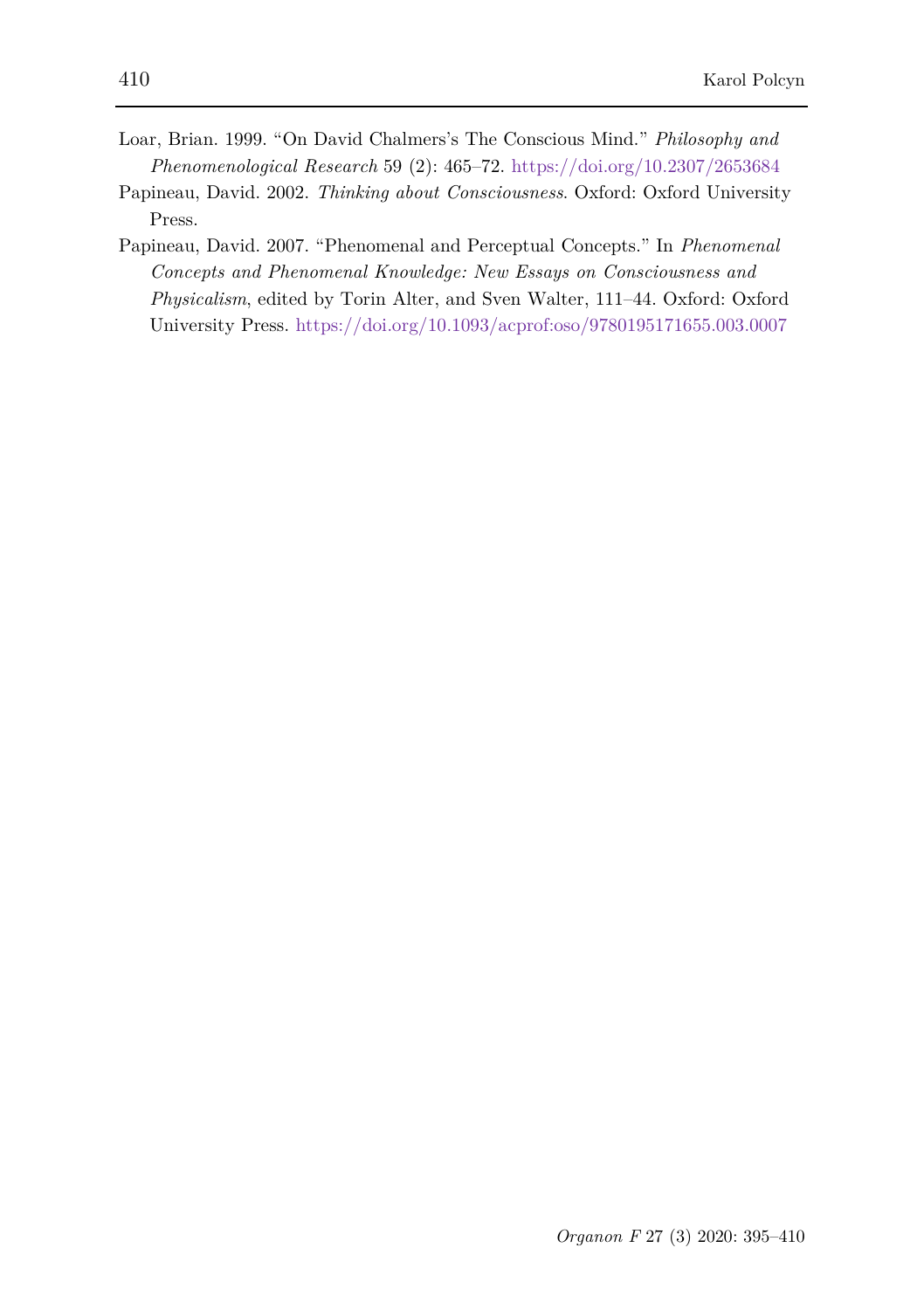Loar, Brian. 1999. "On David Chalmers's The Conscious Mind." *Philosophy and Phenomenological Research* 59 (2): 465–72. https://doi.org/10.2307/2653684

Papineau, David. 2002. *Thinking about Consciousness*. Oxford: Oxford University Press.

Papineau, David. 2007. "Phenomenal and Perceptual Concepts." In *Phenomenal Concepts and Phenomenal Knowledge: New Essays on Consciousness and Physicalism*, edited by Torin Alter, and Sven Walter, 111–44. Oxford: Oxford University Press. https://doi.org/10.1093/acprof:oso/9780195171655.003.0007